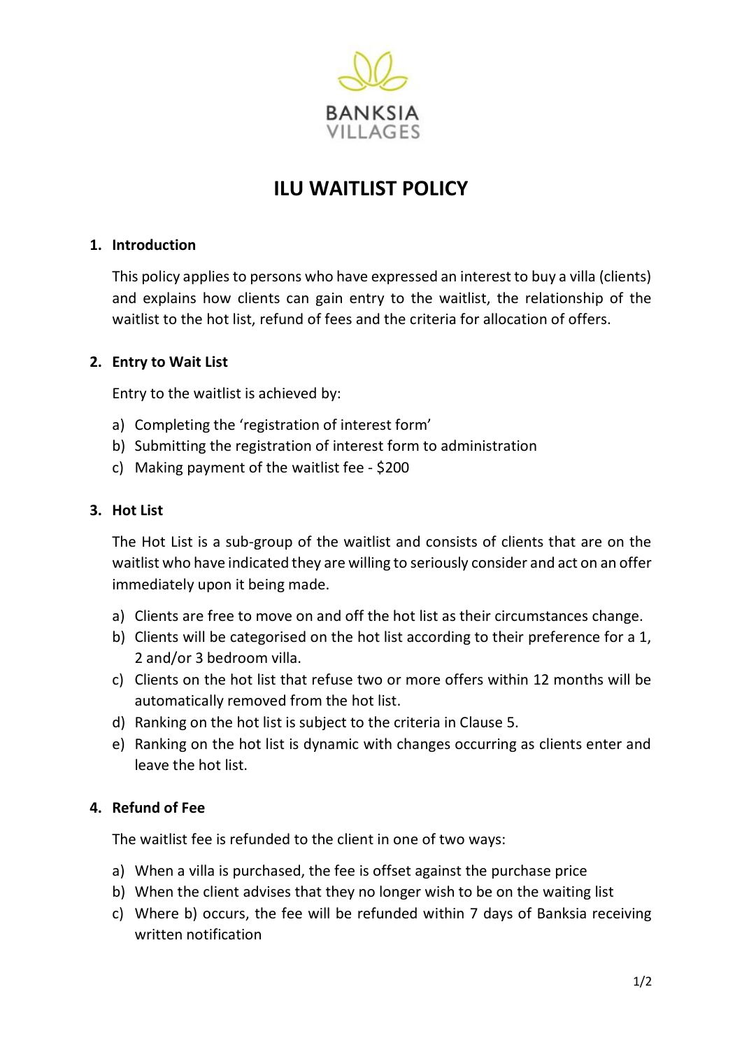BANKSIA VILLAGES

# ILU WAITLIST POLICY

## 1. Introduction

This policy applies to persons who have expressed an interest to buy a villa (clients) and explains how clients can gain entry to the waitlist, the relationship of the waitlist to the hot list, refund of fees and the criteria for allocation of offers.

## 2. Entry to Wait List

Entry to the waitlist is achieved by:

a) Completing the 'registration of interest form'
b) Submitting the registration of interest form to administration
c) Making payment of the waitlist fee - $200

## 3. Hot List

The Hot List is a sub-group of the waitlist and consists of clients that are on the waitlist who have indicated they are willing to seriously consider and act on an offer immediately upon it being made.

a) Clients are free to move on and off the hot list as their circumstances change.
b) Clients will be categorised on the hot list according to their preference for a 1, 2 and/or 3 bedroom villa.
c) Clients on the hot list that refuse two or more offers within 12 months will be automatically removed from the hot list.
d) Ranking on the hot list is subject to the criteria in Clause 5.
e) Ranking on the hot list is dynamic with changes occurring as clients enter and leave the hot list.

## 4. Refund of Fee

The waitlist fee is refunded to the client in one of two ways:

a) When a villa is purchased, the fee is offset against the purchase price
b) When the client advises that they no longer wish to be on the waiting list
c) Where b) occurs, the fee will be refunded within 7 days of Banksia receiving written notification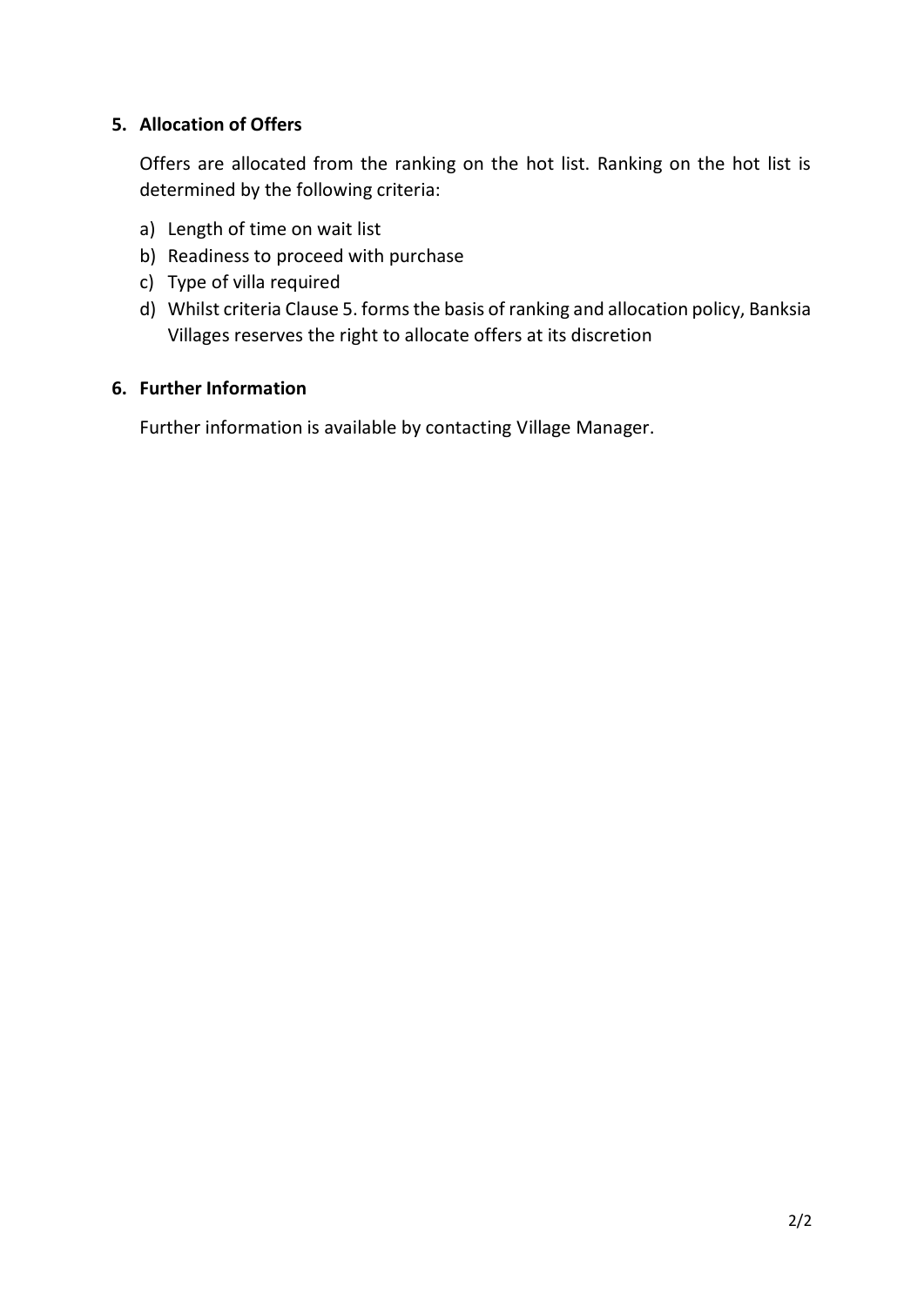## 5. Allocation of Offers

Offers are allocated from the ranking on the hot list. Ranking on the hot list is determined by the following criteria:

a) Length of time on wait list
b) Readiness to proceed with purchase
c) Type of villa required
d) Whilst criteria Clause 5. forms the basis of ranking and allocation policy, Banksia Villages reserves the right to allocate offers at its discretion

## 6. Further Information

Further information is available by contacting Village Manager.